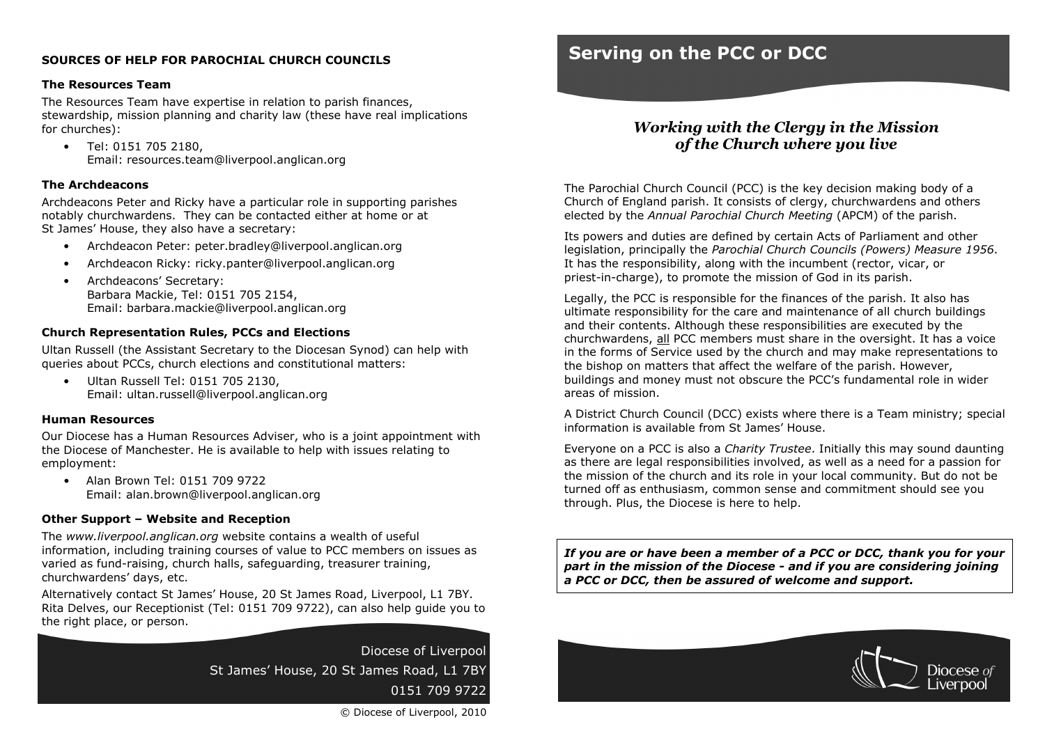**SOURCES OF HELP FOR PAROCHIAL CHURCH COUNCILS**

**The Resources Team**

The Resources Team have expertise in relation to parish finances, stewardship, mission planning and charity law (these have real implications for churches):

- Tel: 0151 705 2180,
  Email: resources.team@liverpool.anglican.org

**The Archdeacons**

Archdeacons Peter and Ricky have a particular role in supporting parishes notably churchwardens. They can be contacted either at home or at St James' House, they also have a secretary:

- Archdeacon Peter: peter.bradley@liverpool.anglican.org
- Archdeacon Ricky: ricky.panter@liverpool.anglican.org
- Archdeacons' Secretary:
  Barbara Mackie, Tel: 0151 705 2154,
  Email: barbara.mackie@liverpool.anglican.org

**Church Representation Rules, PCCs and Elections**

Ultan Russell (the Assistant Secretary to the Diocesan Synod) can help with queries about PCCs, church elections and constitutional matters:

- Ultan Russell Tel: 0151 705 2130,
  Email: ultan.russell@liverpool.anglican.org

**Human Resources**

Our Diocese has a Human Resources Adviser, who is a joint appointment with the Diocese of Manchester. He is available to help with issues relating to employment:

- Alan Brown Tel: 0151 709 9722
  Email: alan.brown@liverpool.anglican.org

**Other Support – Website and Reception**

The *www.liverpool.anglican.org* website contains a wealth of useful information, including training courses of value to PCC members on issues as varied as fund-raising, church halls, safeguarding, treasurer training, churchwardens' days, etc.

Alternatively contact St James' House, 20 St James Road, Liverpool, L1 7BY. Rita Delves, our Receptionist (Tel: 0151 709 9722), can also help guide you to the right place, or person.

Diocese of Liverpool
St James' House, 20 St James Road, L1 7BY
0151 709 9722

© Diocese of Liverpool, 2010

# Serving on the PCC or DCC

## *Working with the Clergy in the Mission of the Church where you live*

The Parochial Church Council (PCC) is the key decision making body of a Church of England parish. It consists of clergy, churchwardens and others elected by the *Annual Parochial Church Meeting* (APCM) of the parish.

Its powers and duties are defined by certain Acts of Parliament and other legislation, principally the *Parochial Church Councils (Powers) Measure 1956*. It has the responsibility, along with the incumbent (rector, vicar, or priest-in-charge), to promote the mission of God in its parish.

Legally, the PCC is responsible for the finances of the parish. It also has ultimate responsibility for the care and maintenance of all church buildings and their contents. Although these responsibilities are executed by the churchwardens, all PCC members must share in the oversight. It has a voice in the forms of Service used by the church and may make representations to the bishop on matters that affect the welfare of the parish. However, buildings and money must not obscure the PCC's fundamental role in wider areas of mission.

A District Church Council (DCC) exists where there is a Team ministry; special information is available from St James' House.

Everyone on a PCC is also a *Charity Trustee*. Initially this may sound daunting as there are legal responsibilities involved, as well as a need for a passion for the mission of the church and its role in your local community. But do not be turned off as enthusiasm, common sense and commitment should see you through. Plus, the Diocese is here to help.

***If you are or have been a member of a PCC or DCC, thank you for your part in the mission of the Diocese - and if you are considering joining a PCC or DCC, then be assured of welcome and support.***

Diocese of Liverpool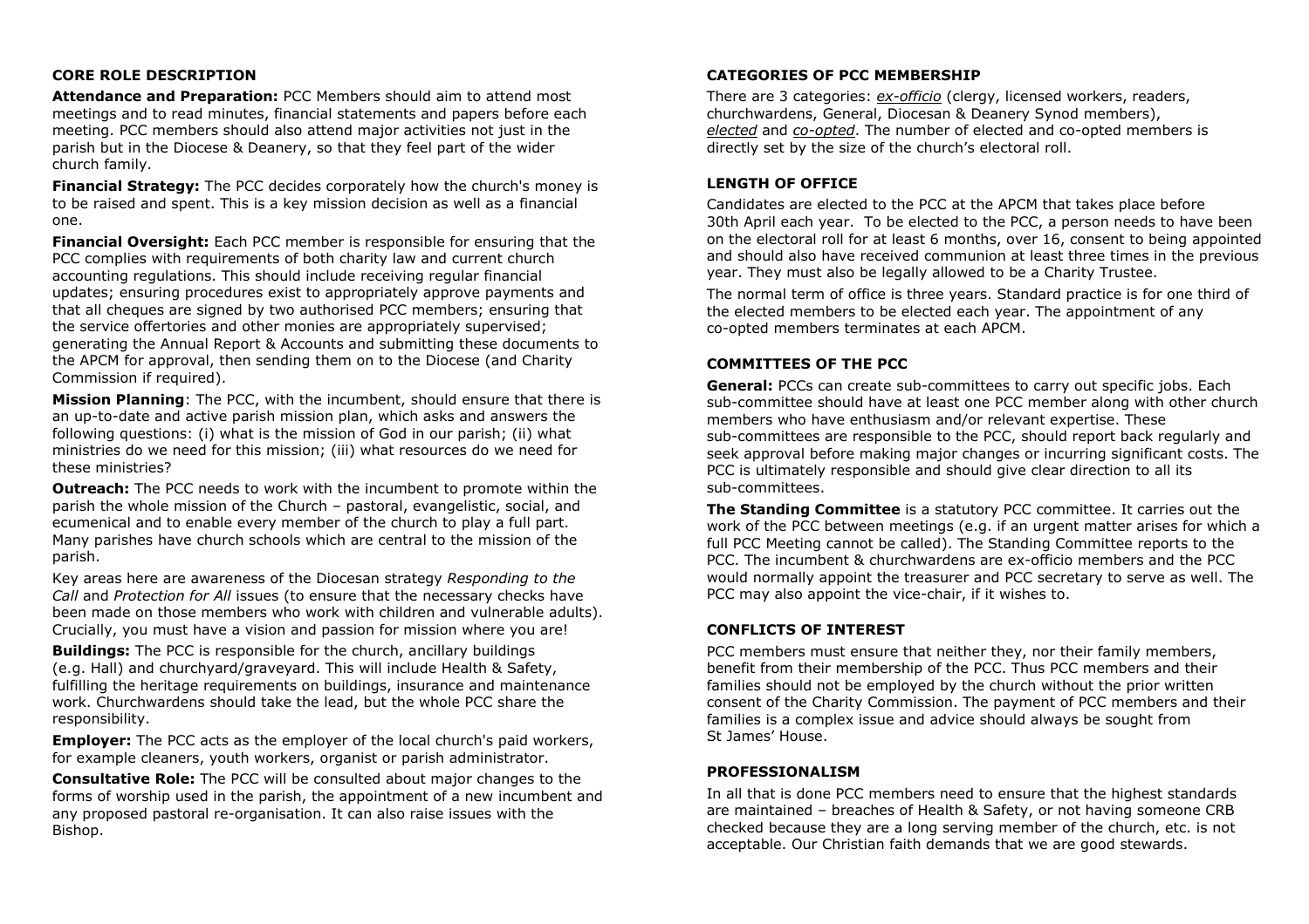## CORE ROLE DESCRIPTION

**Attendance and Preparation:** PCC Members should aim to attend most meetings and to read minutes, financial statements and papers before each meeting. PCC members should also attend major activities not just in the parish but in the Diocese & Deanery, so that they feel part of the wider church family.

**Financial Strategy:** The PCC decides corporately how the church's money is to be raised and spent. This is a key mission decision as well as a financial one.

**Financial Oversight:** Each PCC member is responsible for ensuring that the PCC complies with requirements of both charity law and current church accounting regulations. This should include receiving regular financial updates; ensuring procedures exist to appropriately approve payments and that all cheques are signed by two authorised PCC members; ensuring that the service offertories and other monies are appropriately supervised; generating the Annual Report & Accounts and submitting these documents to the APCM for approval, then sending them on to the Diocese (and Charity Commission if required).

**Mission Planning**: The PCC, with the incumbent, should ensure that there is an up-to-date and active parish mission plan, which asks and answers the following questions: (i) what is the mission of God in our parish; (ii) what ministries do we need for this mission; (iii) what resources do we need for these ministries?

**Outreach:** The PCC needs to work with the incumbent to promote within the parish the whole mission of the Church – pastoral, evangelistic, social, and ecumenical and to enable every member of the church to play a full part. Many parishes have church schools which are central to the mission of the parish.

Key areas here are awareness of the Diocesan strategy *Responding to the Call* and *Protection for All* issues (to ensure that the necessary checks have been made on those members who work with children and vulnerable adults). Crucially, you must have a vision and passion for mission where you are!

**Buildings:** The PCC is responsible for the church, ancillary buildings (e.g. Hall) and churchyard/graveyard. This will include Health & Safety, fulfilling the heritage requirements on buildings, insurance and maintenance work. Churchwardens should take the lead, but the whole PCC share the responsibility.

**Employer:** The PCC acts as the employer of the local church's paid workers, for example cleaners, youth workers, organist or parish administrator.

**Consultative Role:** The PCC will be consulted about major changes to the forms of worship used in the parish, the appointment of a new incumbent and any proposed pastoral re-organisation. It can also raise issues with the Bishop.

## CATEGORIES OF PCC MEMBERSHIP

There are 3 categories: ***ex-officio*** (clergy, licensed workers, readers, churchwardens, General, Diocesan & Deanery Synod members), ***elected*** and ***co-opted***. The number of elected and co-opted members is directly set by the size of the church's electoral roll.

## LENGTH OF OFFICE

Candidates are elected to the PCC at the APCM that takes place before 30th April each year. To be elected to the PCC, a person needs to have been on the electoral roll for at least 6 months, over 16, consent to being appointed and should also have received communion at least three times in the previous year. They must also be legally allowed to be a Charity Trustee.

The normal term of office is three years. Standard practice is for one third of the elected members to be elected each year. The appointment of any co-opted members terminates at each APCM.

## COMMITTEES OF THE PCC

**General:** PCCs can create sub-committees to carry out specific jobs. Each sub-committee should have at least one PCC member along with other church members who have enthusiasm and/or relevant expertise. These sub-committees are responsible to the PCC, should report back regularly and seek approval before making major changes or incurring significant costs. The PCC is ultimately responsible and should give clear direction to all its sub-committees.

**The Standing Committee** is a statutory PCC committee. It carries out the work of the PCC between meetings (e.g. if an urgent matter arises for which a full PCC Meeting cannot be called). The Standing Committee reports to the PCC. The incumbent & churchwardens are ex-officio members and the PCC would normally appoint the treasurer and PCC secretary to serve as well. The PCC may also appoint the vice-chair, if it wishes to.

## CONFLICTS OF INTEREST

PCC members must ensure that neither they, nor their family members, benefit from their membership of the PCC. Thus PCC members and their families should not be employed by the church without the prior written consent of the Charity Commission. The payment of PCC members and their families is a complex issue and advice should always be sought from St James' House.

## PROFESSIONALISM

In all that is done PCC members need to ensure that the highest standards are maintained – breaches of Health & Safety, or not having someone CRB checked because they are a long serving member of the church, etc. is not acceptable. Our Christian faith demands that we are good stewards.